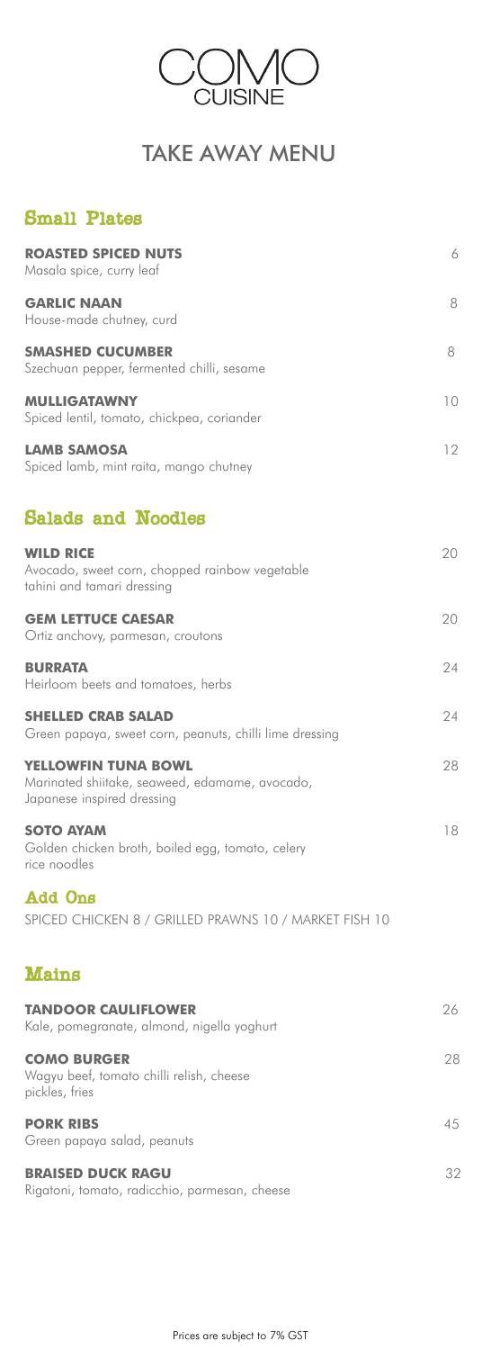# COMO CUISINE

## TAKE AWAY MENU

### Small Plates

**ROASTED SPICED NUTS** 6
Masala spice, curry leaf

**GARLIC NAAN** 8
House-made chutney, curd

**SMASHED CUCUMBER** 8
Szechuan pepper, fermented chilli, sesame

**MULLIGATAWNY** 10
Spiced lentil, tomato, chickpea, coriander

**LAMB SAMOSA** 12
Spiced lamb, mint raita, mango chutney

### Salads and Noodles

**WILD RICE** 20
Avocado, sweet corn, chopped rainbow vegetable
tahini and tamari dressing

**GEM LETTUCE CAESAR** 20
Ortiz anchovy, parmesan, croutons

**BURRATA** 24
Heirloom beets and tomatoes, herbs

**SHELLED CRAB SALAD** 24
Green papaya, sweet corn, peanuts, chilli lime dressing

**YELLOWFIN TUNA BOWL** 28
Marinated shiitake, seaweed, edamame, avocado,
Japanese inspired dressing

**SOTO AYAM** 18
Golden chicken broth, boiled egg, tomato, celery
rice noodles

### Add Ons

SPICED CHICKEN 8 / GRILLED PRAWNS 10 / MARKET FISH 10

### Mains

**TANDOOR CAULIFLOWER** 26
Kale, pomegranate, almond, nigella yoghurt

**COMO BURGER** 28
Wagyu beef, tomato chilli relish, cheese
pickles, fries

**PORK RIBS** 45
Green papaya salad, peanuts

**BRAISED DUCK RAGU** 32
Rigatoni, tomato, radicchio, parmesan, cheese

Prices are subject to 7% GST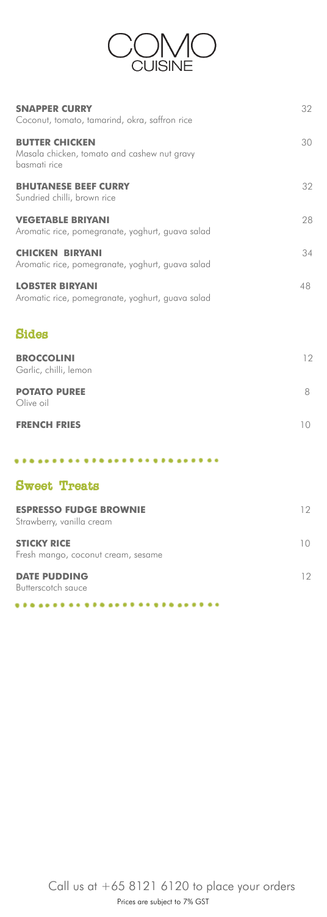# COMO CUISINE

**SNAPPER CURRY** 32
Coconut, tomato, tamarind, okra, saffron rice

**BUTTER CHICKEN** 30
Masala chicken, tomato and cashew nut gravy
basmati rice

**BHUTANESE BEEF CURRY** 32
Sundried chilli, brown rice

**VEGETABLE BRIYANI** 28
Aromatic rice, pomegranate, yoghurt, guava salad

**CHICKEN BIRYANI** 34
Aromatic rice, pomegranate, yoghurt, guava salad

**LOBSTER BIRYANI** 48
Aromatic rice, pomegranate, yoghurt, guava salad

## Sides

**BROCCOLINI** 12
Garlic, chilli, lemon

**POTATO PUREE** 8
Olive oil

**FRENCH FRIES** 10

## Sweet Treats

**ESPRESSO FUDGE BROWNIE** 12
Strawberry, vanilla cream

**STICKY RICE** 10
Fresh mango, coconut cream, sesame

**DATE PUDDING** 12
Butterscotch sauce

Call us at +65 8121 6120 to place your orders

Prices are subject to 7% GST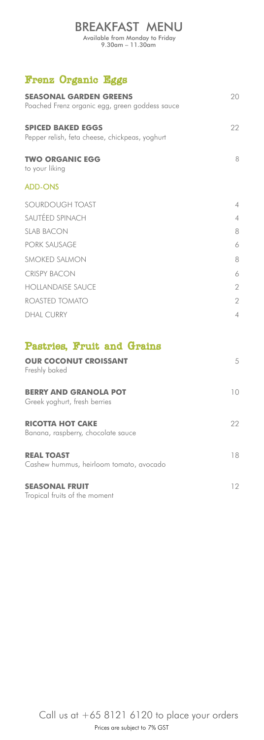# BREAKFAST MENU

Available from Monday to Friday
9.30am – 11.30am

## Frenz Organic Eggs

**SEASONAL GARDEN GREENS** 20
Poached Frenz organic egg, green goddess sauce

**SPICED BAKED EGGS** 22
Pepper relish, feta cheese, chickpeas, yoghurt

**TWO ORGANIC EGG** 8
to your liking

### ADD-ONS

| | |
|---|---|
| SOURDOUGH TOAST | 4 |
| SAUTÉED SPINACH | 4 |
| SLAB BACON | 8 |
| PORK SAUSAGE | 6 |
| SMOKED SALMON | 8 |
| CRISPY BACON | 6 |
| HOLLANDAISE SAUCE | 2 |
| ROASTED TOMATO | 2 |
| DHAL CURRY | 4 |

## Pastries, Fruit and Grains

**OUR COCONUT CROISSANT** 5
Freshly baked

**BERRY AND GRANOLA POT** 10
Greek yoghurt, fresh berries

**RICOTTA HOT CAKE** 22
Banana, raspberry, chocolate sauce

**REAL TOAST** 18
Cashew hummus, heirloom tomato, avocado

**SEASONAL FRUIT** 12
Tropical fruits of the moment

Call us at +65 8121 6120 to place your orders

Prices are subject to 7% GST